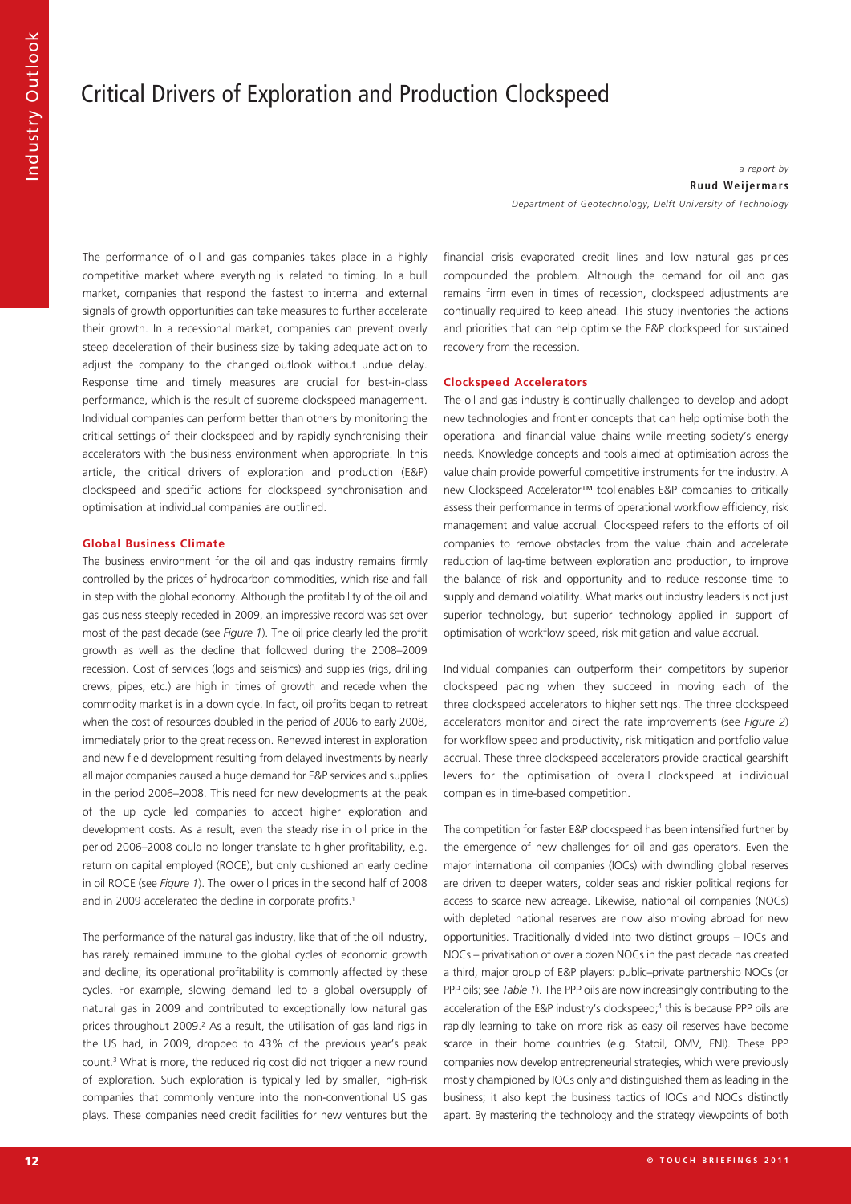# Critical Drivers of Exploration and Production Clockspeed

*a report by*

**Ruud Weijermars**

*Department of Geotechnology, Delft University of Technology*

The performance of oil and gas companies takes place in a highly competitive market where everything is related to timing. In a bull market, companies that respond the fastest to internal and external signals of growth opportunities can take measures to further accelerate their growth. In a recessional market, companies can prevent overly steep deceleration of their business size by taking adequate action to adjust the company to the changed outlook without undue delay. Response time and timely measures are crucial for best-in-class performance, which is the result of supreme clockspeed management. Individual companies can perform better than others by monitoring the critical settings of their clockspeed and by rapidly synchronising their accelerators with the business environment when appropriate. In this article, the critical drivers of exploration and production (E&P) clockspeed and specific actions for clockspeed synchronisation and optimisation at individual companies are outlined.

## Global Business Climate

The business environment for the oil and gas industry remains firmly controlled by the prices of hydrocarbon commodities, which rise and fall in step with the global economy. Although the profitability of the oil and gas business steeply receded in 2009, an impressive record was set over most of the past decade (see *Figure 1*). The oil price clearly led the profit growth as well as the decline that followed during the 2008–2009 recession. Cost of services (logs and seismics) and supplies (rigs, drilling crews, pipes, etc.) are high in times of growth and recede when the commodity market is in a down cycle. In fact, oil profits began to retreat when the cost of resources doubled in the period of 2006 to early 2008, immediately prior to the great recession. Renewed interest in exploration and new field development resulting from delayed investments by nearly all major companies caused a huge demand for E&P services and supplies in the period 2006–2008. This need for new developments at the peak of the up cycle led companies to accept higher exploration and development costs. As a result, even the steady rise in oil price in the period 2006–2008 could no longer translate to higher profitability, e.g. return on capital employed (ROCE), but only cushioned an early decline in oil ROCE (see *Figure 1*). The lower oil prices in the second half of 2008 and in 2009 accelerated the decline in corporate profits.[1]

The performance of the natural gas industry, like that of the oil industry, has rarely remained immune to the global cycles of economic growth and decline; its operational profitability is commonly affected by these cycles. For example, slowing demand led to a global oversupply of natural gas in 2009 and contributed to exceptionally low natural gas prices throughout 2009.[2] As a result, the utilisation of gas land rigs in the US had, in 2009, dropped to 43% of the previous year's peak count.[3] What is more, the reduced rig cost did not trigger a new round of exploration. Such exploration is typically led by smaller, high-risk companies that commonly venture into the non-conventional US gas plays. These companies need credit facilities for new ventures but the financial crisis evaporated credit lines and low natural gas prices compounded the problem. Although the demand for oil and gas remains firm even in times of recession, clockspeed adjustments are continually required to keep ahead. This study inventories the actions and priorities that can help optimise the E&P clockspeed for sustained recovery from the recession.

## Clockspeed Accelerators

The oil and gas industry is continually challenged to develop and adopt new technologies and frontier concepts that can help optimise both the operational and financial value chains while meeting society's energy needs. Knowledge concepts and tools aimed at optimisation across the value chain provide powerful competitive instruments for the industry. A new Clockspeed Accelerator™ tool enables E&P companies to critically assess their performance in terms of operational workflow efficiency, risk management and value accrual. Clockspeed refers to the efforts of oil companies to remove obstacles from the value chain and accelerate reduction of lag-time between exploration and production, to improve the balance of risk and opportunity and to reduce response time to supply and demand volatility. What marks out industry leaders is not just superior technology, but superior technology applied in support of optimisation of workflow speed, risk mitigation and value accrual.

Individual companies can outperform their competitors by superior clockspeed pacing when they succeed in moving each of the three clockspeed accelerators to higher settings. The three clockspeed accelerators monitor and direct the rate improvements (see *Figure 2*) for workflow speed and productivity, risk mitigation and portfolio value accrual. These three clockspeed accelerators provide practical gearshift levers for the optimisation of overall clockspeed at individual companies in time-based competition.

The competition for faster E&P clockspeed has been intensified further by the emergence of new challenges for oil and gas operators. Even the major international oil companies (IOCs) with dwindling global reserves are driven to deeper waters, colder seas and riskier political regions for access to scarce new acreage. Likewise, national oil companies (NOCs) with depleted national reserves are now also moving abroad for new opportunities. Traditionally divided into two distinct groups – IOCs and NOCs – privatisation of over a dozen NOCs in the past decade has created a third, major group of E&P players: public–private partnership NOCs (or PPP oils; see *Table 1*). The PPP oils are now increasingly contributing to the acceleration of the E&P industry's clockspeed;[4] this is because PPP oils are rapidly learning to take on more risk as easy oil reserves have become scarce in their home countries (e.g. Statoil, OMV, ENI). These PPP companies now develop entrepreneurial strategies, which were previously mostly championed by IOCs only and distinguished them as leading in the business; it also kept the business tactics of IOCs and NOCs distinctly apart. By mastering the technology and the strategy viewpoints of both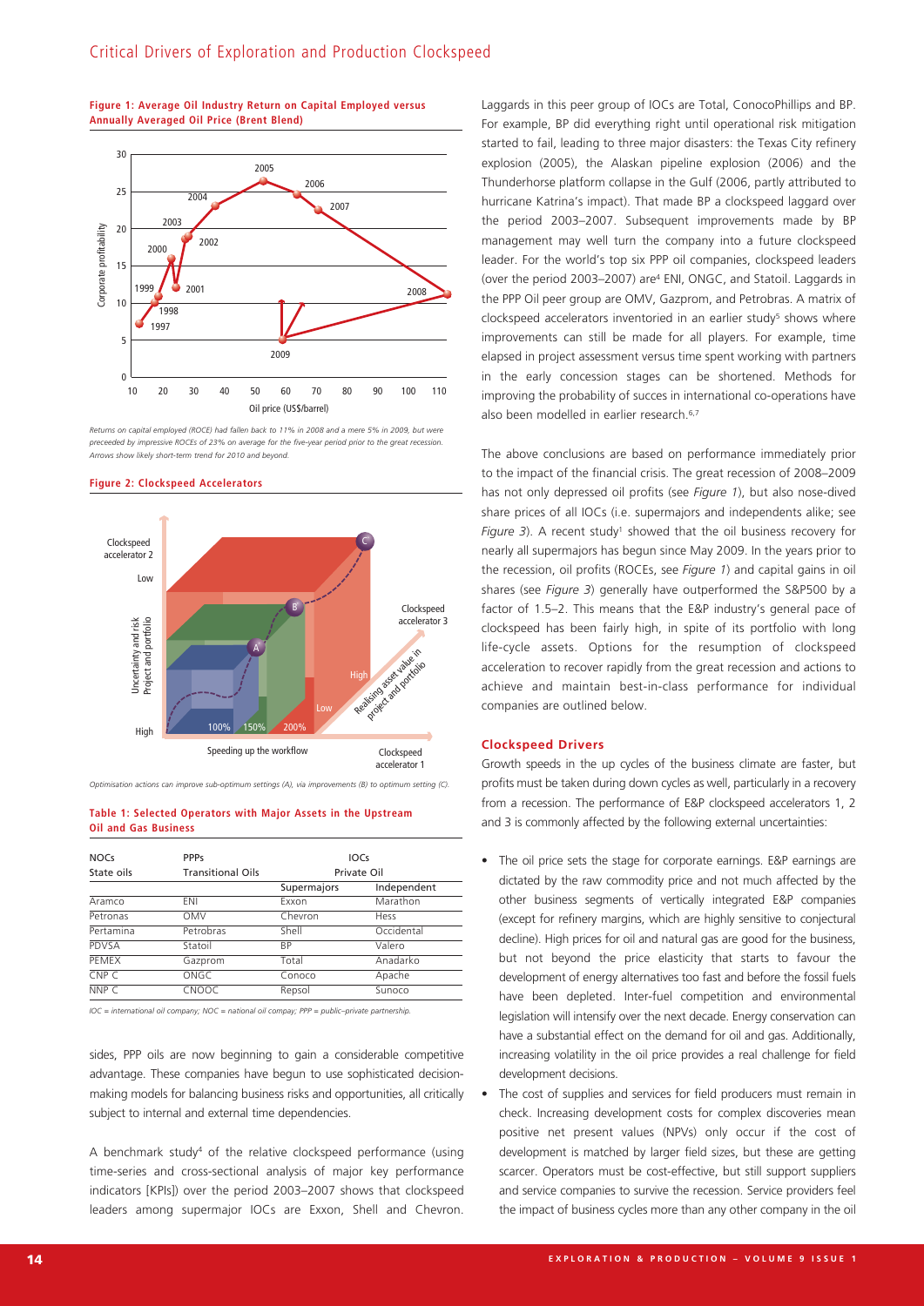## Critical Drivers of Exploration and Production Clockspeed

**Figure 1: Average Oil Industry Return on Capital Employed versus Annually Averaged Oil Price (Brent Blend)**

*Returns on capital employed (ROCE) had fallen back to 11% in 2008 and a mere 5% in 2009, but were preceeded by impressive ROCEs of 23% on average for the five-year period prior to the great recession. Arrows show likely short-term trend for 2010 and beyond.*

**Figure 2: Clockspeed Accelerators**

*Optimisation actions can improve sub-optimum settings (A), via improvements (B) to optimum setting (C).*

**Table 1: Selected Operators with Major Assets in the Upstream Oil and Gas Business**

| NOCs | PPPs | IOCs | |
|---|---|---|---|
| State oils | Transitional Oils | Private Oil | |
| | | Supermajors | Independent |
| Aramco | ENI | Exxon | Marathon |
| Petronas | OMV | Chevron | Hess |
| Pertamina | Petrobras | Shell | Occidental |
| PDVSA | Statoil | BP | Valero |
| PEMEX | Gazprom | Total | Anadarko |
| CNP C | ONGC | Conoco | Apache |
| NNP C | CNOOC | Repsol | Sunoco |

*IOC = international oil company; NOC = national oil compay; PPP = public–private partnership.*

sides, PPP oils are now beginning to gain a considerable competitive advantage. These companies have begun to use sophisticated decision-making models for balancing business risks and opportunities, all critically subject to internal and external time dependencies.

A benchmark study[4] of the relative clockspeed performance (using time-series and cross-sectional analysis of major key performance indicators [KPIs]) over the period 2003–2007 shows that clockspeed leaders among supermajor IOCs are Exxon, Shell and Chevron. Laggards in this peer group of IOCs are Total, ConocoPhillips and BP. For example, BP did everything right until operational risk mitigation started to fail, leading to three major disasters: the Texas City refinery explosion (2005), the Alaskan pipeline explosion (2006) and the Thunderhorse platform collapse in the Gulf (2006, partly attributed to hurricane Katrina's impact). That made BP a clockspeed laggard over the period 2003–2007. Subsequent improvements made by BP management may well turn the company into a future clockspeed leader. For the world's top six PPP oil companies, clockspeed leaders (over the period 2003–2007) are[4] ENI, ONGC, and Statoil. Laggards in the PPP Oil peer group are OMV, Gazprom, and Petrobras. A matrix of clockspeed accelerators inventoried in an earlier study[5] shows where improvements can still be made for all players. For example, time elapsed in project assessment versus time spent working with partners in the early concession stages can be shortened. Methods for improving the probability of succes in international co-operations have also been modelled in earlier research.[6,7]

The above conclusions are based on performance immediately prior to the impact of the financial crisis. The great recession of 2008–2009 has not only depressed oil profits (see *Figure 1*), but also nose-dived share prices of all IOCs (i.e. supermajors and independents alike; see *Figure 3*). A recent study[1] showed that the oil business recovery for nearly all supermajors has begun since May 2009. In the years prior to the recession, oil profits (ROCEs, see *Figure 1*) and capital gains in oil shares (see *Figure 3*) generally have outperformed the S&P500 by a factor of 1.5–2. This means that the E&P industry's general pace of clockspeed has been fairly high, in spite of its portfolio with long life-cycle assets. Options for the resumption of clockspeed acceleration to recover rapidly from the great recession and actions to achieve and maintain best-in-class performance for individual companies are outlined below.

### Clockspeed Drivers

Growth speeds in the up cycles of the business climate are faster, but profits must be taken during down cycles as well, particularly in a recovery from a recession. The performance of E&P clockspeed accelerators 1, 2 and 3 is commonly affected by the following external uncertainties:

- The oil price sets the stage for corporate earnings. E&P earnings are dictated by the raw commodity price and not much affected by the other business segments of vertically integrated E&P companies (except for refinery margins, which are highly sensitive to conjectural decline). High prices for oil and natural gas are good for the business, but not beyond the price elasticity that starts to favour the development of energy alternatives too fast and before the fossil fuels have been depleted. Inter-fuel competition and environmental legislation will intensify over the next decade. Energy conservation can have a substantial effect on the demand for oil and gas. Additionally, increasing volatility in the oil price provides a real challenge for field development decisions.
- The cost of supplies and services for field producers must remain in check. Increasing development costs for complex discoveries mean positive net present values (NPVs) only occur if the cost of development is matched by larger field sizes, but these are getting scarcer. Operators must be cost-effective, but still support suppliers and service companies to survive the recession. Service providers feel the impact of business cycles more than any other company in the oil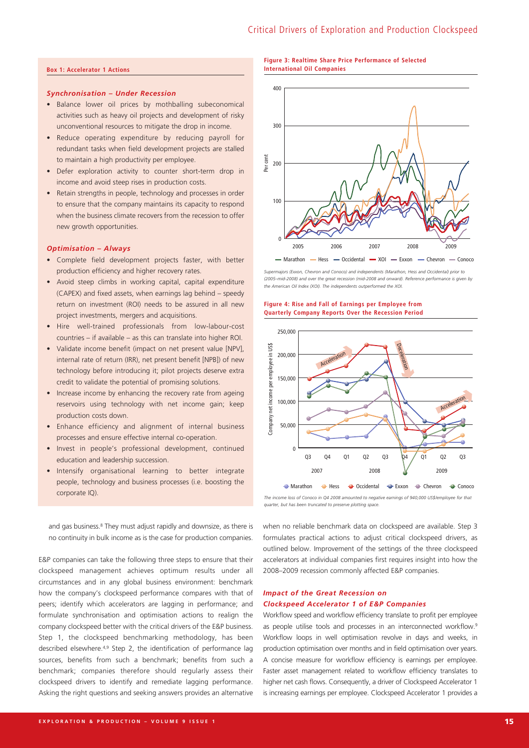**Box 1: Accelerator 1 Actions**

***Synchronisation – Under Recession***

- Balance lower oil prices by mothballing subeconomical activities such as heavy oil projects and development of risky unconventional resources to mitigate the drop in income.
- Reduce operating expenditure by reducing payroll for redundant tasks when field development projects are stalled to maintain a high productivity per employee.
- Defer exploration activity to counter short-term drop in income and avoid steep rises in production costs.
- Retain strengths in people, technology and processes in order to ensure that the company maintains its capacity to respond when the business climate recovers from the recession to offer new growth opportunities.

***Optimisation – Always***

- Complete field development projects faster, with better production efficiency and higher recovery rates.
- Avoid steep climbs in working capital, capital expenditure (CAPEX) and fixed assets, when earnings lag behind – speedy return on investment (ROI) needs to be assured in all new project investments, mergers and acquisitions.
- Hire well-trained professionals from low-labour-cost countries – if available – as this can translate into higher ROI.
- Validate income benefit (impact on net present value [NPV], internal rate of return (IRR), net present benefit [NPB]) of new technology before introducing it; pilot projects deserve extra credit to validate the potential of promising solutions.
- Increase income by enhancing the recovery rate from ageing reservoirs using technology with net income gain; keep production costs down.
- Enhance efficiency and alignment of internal business processes and ensure effective internal co-operation.
- Invest in people's professional development, continued education and leadership succession.
- Intensify organisational learning to better integrate people, technology and business processes (i.e. boosting the corporate IQ).

**Figure 3: Realtime Share Price Performance of Selected International Oil Companies**

*Supermajors (Exxon, Chevron and Conoco) and independents (Marathon, Hess and Occidental) prior to (2005–mid-2008) and over the great recession (mid-2008 and onward). Reference performance is given by the American Oil Index (XOI). The independents outperformed the XOI.*

**Figure 4: Rise and Fall of Earnings per Employee from Quarterly Company Reports Over the Recession Period**

*The income loss of Conoco in Q4 2008 amounted to negative earnings of 940,000 US$/employee for that quarter, but has been truncated to preserve plotting space.*

and gas business.[8] They must adjust rapidly and downsize, as there is no continuity in bulk income as is the case for production companies.

E&P companies can take the following three steps to ensure that their clockspeed management achieves optimum results under all circumstances and in any global business environment: benchmark how the company's clockspeed performance compares with that of peers; identify which accelerators are lagging in performance; and formulate synchronisation and optimisation actions to realign the company clockspeed better with the critical drivers of the E&P business. Step 1, the clockspeed benchmarking methodology, has been described elsewhere.[4,9] Step 2, the identification of performance lag sources, benefits from such a benchmark; benefits from such a benchmark; companies therefore should regularly assess their clockspeed drivers to identify and remediate lagging performance. Asking the right questions and seeking answers provides an alternative when no reliable benchmark data on clockspeed are available. Step 3 formulates practical actions to adjust critical clockspeed drivers, as outlined below. Improvement of the settings of the three clockspeed accelerators at individual companies first requires insight into how the 2008–2009 recession commonly affected E&P companies.

### *Impact of the Great Recession on Clockspeed Accelerator 1 of E&P Companies*

Workflow speed and workflow efficiency translate to profit per employee as people utilise tools and processes in an interconnected workflow.[9] Workflow loops in well optimisation revolve in days and weeks, in production optimisation over months and in field optimisation over years. A concise measure for workflow efficiency is earnings per employee. Faster asset management related to workflow efficiency translates to higher net cash flows. Consequently, a driver of Clockspeed Accelerator 1 is increasing earnings per employee. Clockspeed Accelerator 1 provides a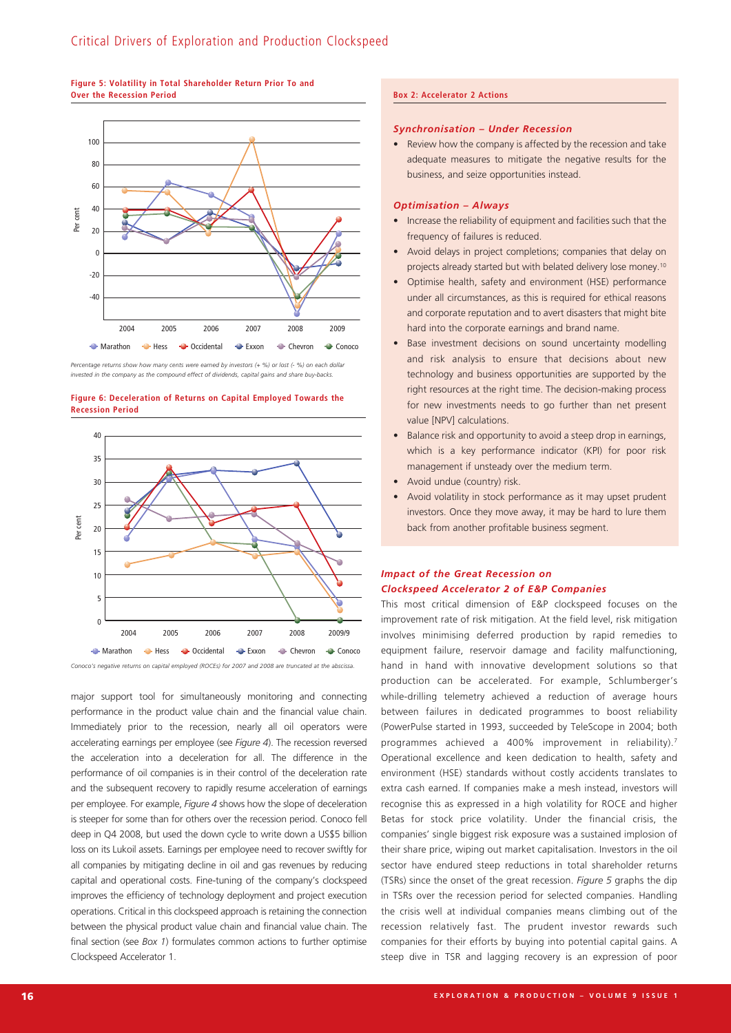**Figure 5: Volatility in Total Shareholder Return Prior To and Over the Recession Period**

*Percentage returns show how many cents were earned by investors (+ %) or lost (- %) on each dollar invested in the company as the compound effect of dividends, capital gains and share buy-backs.*

**Figure 6: Deceleration of Returns on Capital Employed Towards the Recession Period**

*Conoco's negative returns on capital employed (ROCEs) for 2007 and 2008 are truncated at the abscissa.*

major support tool for simultaneously monitoring and connecting performance in the product value chain and the financial value chain. Immediately prior to the recession, nearly all oil operators were accelerating earnings per employee (see *Figure 4*). The recession reversed the acceleration into a deceleration for all. The difference in the performance of oil companies is in their control of the deceleration rate and the subsequent recovery to rapidly resume acceleration of earnings per employee. For example, *Figure 4* shows how the slope of deceleration is steeper for some than for others over the recession period. Conoco fell deep in Q4 2008, but used the down cycle to write down a US$5 billion loss on its Lukoil assets. Earnings per employee need to recover swiftly for all companies by mitigating decline in oil and gas revenues by reducing capital and operational costs. Fine-tuning of the company's clockspeed improves the efficiency of technology deployment and project execution operations. Critical in this clockspeed approach is retaining the connection between the physical product value chain and financial value chain. The final section (see *Box 1*) formulates common actions to further optimise Clockspeed Accelerator 1.

**Box 2: Accelerator 2 Actions**

***Synchronisation – Under Recession***

- Review how the company is affected by the recession and take adequate measures to mitigate the negative results for the business, and seize opportunities instead.

***Optimisation – Always***

- Increase the reliability of equipment and facilities such that the frequency of failures is reduced.
- Avoid delays in project completions; companies that delay on projects already started but with belated delivery lose money.[10]
- Optimise health, safety and environment (HSE) performance under all circumstances, as this is required for ethical reasons and corporate reputation and to avert disasters that might bite hard into the corporate earnings and brand name.
- Base investment decisions on sound uncertainty modelling and risk analysis to ensure that decisions about new technology and business opportunities are supported by the right resources at the right time. The decision-making process for new investments needs to go further than net present value [NPV] calculations.
- Balance risk and opportunity to avoid a steep drop in earnings, which is a key performance indicator (KPI) for poor risk management if unsteady over the medium term.
- Avoid undue (country) risk.
- Avoid volatility in stock performance as it may upset prudent investors. Once they move away, it may be hard to lure them back from another profitable business segment.

### *Impact of the Great Recession on Clockspeed Accelerator 2 of E&P Companies*

This most critical dimension of E&P clockspeed focuses on the improvement rate of risk mitigation. At the field level, risk mitigation involves minimising deferred production by rapid remedies to equipment failure, reservoir damage and facility malfunctioning, hand in hand with innovative development solutions so that production can be accelerated. For example, Schlumberger's while-drilling telemetry achieved a reduction of average hours between failures in dedicated programmes to boost reliability (PowerPulse started in 1993, succeeded by TeleScope in 2004; both programmes achieved a 400% improvement in reliability).[7] Operational excellence and keen dedication to health, safety and environment (HSE) standards without costly accidents translates to extra cash earned. If companies make a mesh instead, investors will recognise this as expressed in a high volatility for ROCE and higher Betas for stock price volatility. Under the financial crisis, the companies' single biggest risk exposure was a sustained implosion of their share price, wiping out market capitalisation. Investors in the oil sector have endured steep reductions in total shareholder returns (TSRs) since the onset of the great recession. *Figure 5* graphs the dip in TSRs over the recession period for selected companies. Handling the crisis well at individual companies means climbing out of the recession relatively fast. The prudent investor rewards such companies for their efforts by buying into potential capital gains. A steep dive in TSR and lagging recovery is an expression of poor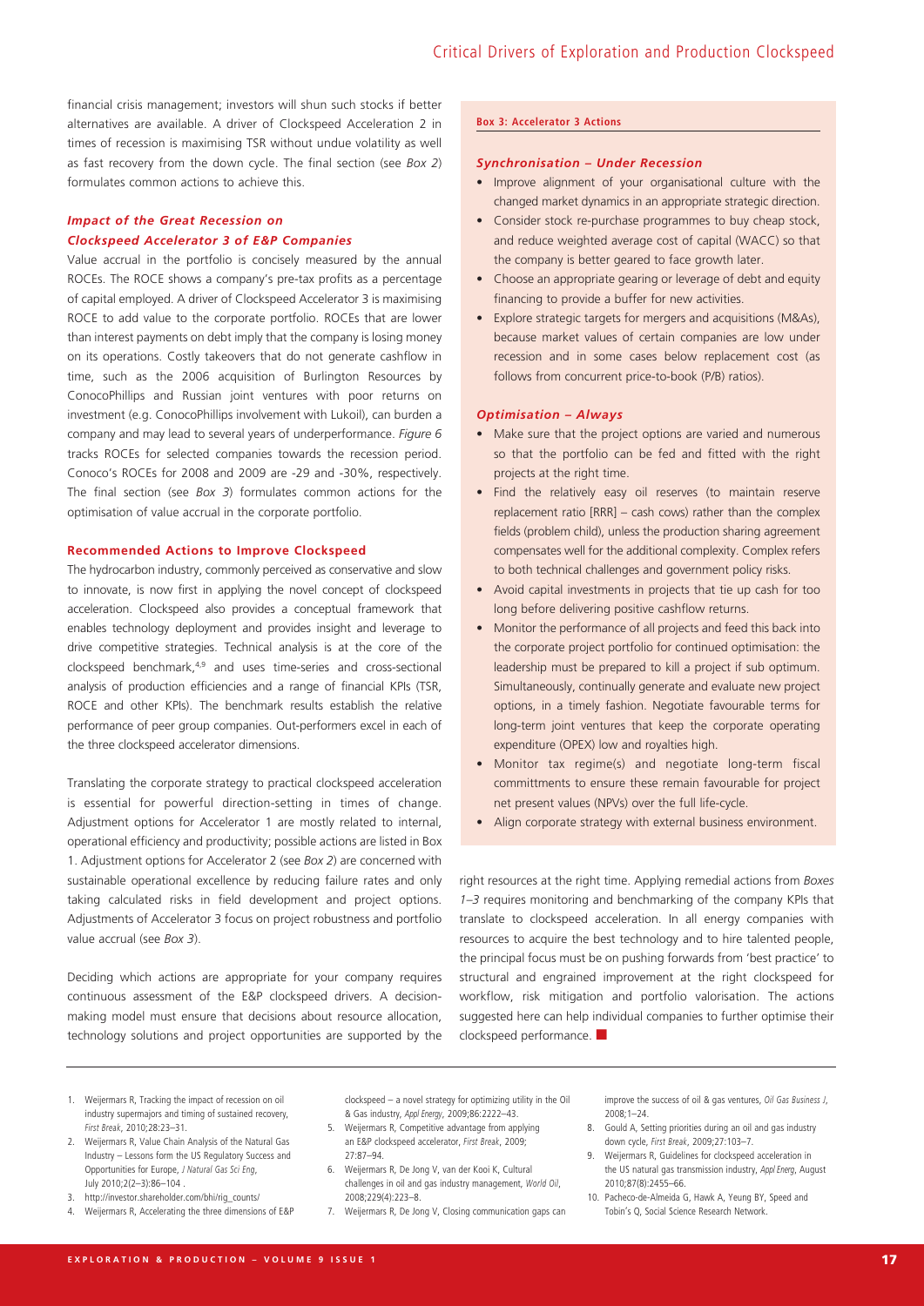financial crisis management; investors will shun such stocks if better alternatives are available. A driver of Clockspeed Acceleration 2 in times of recession is maximising TSR without undue volatility as well as fast recovery from the down cycle. The final section (see *Box 2*) formulates common actions to achieve this.

### *Impact of the Great Recession on Clockspeed Accelerator 3 of E&P Companies*

Value accrual in the portfolio is concisely measured by the annual ROCEs. The ROCE shows a company's pre-tax profits as a percentage of capital employed. A driver of Clockspeed Accelerator 3 is maximising ROCE to add value to the corporate portfolio. ROCEs that are lower than interest payments on debt imply that the company is losing money on its operations. Costly takeovers that do not generate cashflow in time, such as the 2006 acquisition of Burlington Resources by ConocoPhillips and Russian joint ventures with poor returns on investment (e.g. ConocoPhillips involvement with Lukoil), can burden a company and may lead to several years of underperformance. *Figure 6* tracks ROCEs for selected companies towards the recession period. Conoco's ROCEs for 2008 and 2009 are -29 and -30%, respectively. The final section (see *Box 3*) formulates common actions for the optimisation of value accrual in the corporate portfolio.

### Recommended Actions to Improve Clockspeed

The hydrocarbon industry, commonly perceived as conservative and slow to innovate, is now first in applying the novel concept of clockspeed acceleration. Clockspeed also provides a conceptual framework that enables technology deployment and provides insight and leverage to drive competitive strategies. Technical analysis is at the core of the clockspeed benchmark,[4,9] and uses time-series and cross-sectional analysis of production efficiencies and a range of financial KPIs (TSR, ROCE and other KPIs). The benchmark results establish the relative performance of peer group companies. Out-performers excel in each of the three clockspeed accelerator dimensions.

Translating the corporate strategy to practical clockspeed acceleration is essential for powerful direction-setting in times of change. Adjustment options for Accelerator 1 are mostly related to internal, operational efficiency and productivity; possible actions are listed in Box 1. Adjustment options for Accelerator 2 (see *Box 2*) are concerned with sustainable operational excellence by reducing failure rates and only taking calculated risks in field development and project options. Adjustments of Accelerator 3 focus on project robustness and portfolio value accrual (see *Box 3*).

Deciding which actions are appropriate for your company requires continuous assessment of the E&P clockspeed drivers. A decision-making model must ensure that decisions about resource allocation, technology solutions and project opportunities are supported by the right resources at the right time. Applying remedial actions from *Boxes 1–3* requires monitoring and benchmarking of the company KPIs that translate to clockspeed acceleration. In all energy companies with resources to acquire the best technology and to hire talented people, the principal focus must be on pushing forwards from 'best practice' to structural and engrained improvement at the right clockspeed for workflow, risk mitigation and portfolio valorisation. The actions suggested here can help individual companies to further optimise their clockspeed performance. ■

**Box 3: Accelerator 3 Actions**

***Synchronisation – Under Recession***

- Improve alignment of your organisational culture with the changed market dynamics in an appropriate strategic direction.
- Consider stock re-purchase programmes to buy cheap stock, and reduce weighted average cost of capital (WACC) so that the company is better geared to face growth later.
- Choose an appropriate gearing or leverage of debt and equity financing to provide a buffer for new activities.
- Explore strategic targets for mergers and acquisitions (M&As), because market values of certain companies are low under recession and in some cases below replacement cost (as follows from concurrent price-to-book (P/B) ratios).

***Optimisation – Always***

- Make sure that the project options are varied and numerous so that the portfolio can be fed and fitted with the right projects at the right time.
- Find the relatively easy oil reserves (to maintain reserve replacement ratio [RRR] – cash cows) rather than the complex fields (problem child), unless the production sharing agreement compensates well for the additional complexity. Complex refers to both technical challenges and government policy risks.
- Avoid capital investments in projects that tie up cash for too long before delivering positive cashflow returns.
- Monitor the performance of all projects and feed this back into the corporate project portfolio for continued optimisation: the leadership must be prepared to kill a project if sub optimum. Simultaneously, continually generate and evaluate new project options, in a timely fashion. Negotiate favourable terms for long-term joint ventures that keep the corporate operating expenditure (OPEX) low and royalties high.
- Monitor tax regime(s) and negotiate long-term fiscal committments to ensure these remain favourable for project net present values (NPVs) over the full life-cycle.
- Align corporate strategy with external business environment.

1. Weijermars R, Tracking the impact of recession on oil industry supermajors and timing of sustained recovery, *First Break*, 2010;28:23–31.
2. Weijermars R, Value Chain Analysis of the Natural Gas Industry – Lessons form the US Regulatory Success and Opportunities for Europe, *J Natural Gas Sci Eng*, July 2010;2(2–3):86–104 .
3. http://investor.shareholder.com/bhi/rig_counts/
4. Weijermars R, Accelerating the three dimensions of E&P clockspeed – a novel strategy for optimizing utility in the Oil & Gas industry, *Appl Energy*, 2009;86:2222–43.
5. Weijermars R, Competitive advantage from applying an E&P clockspeed accelerator, *First Break*, 2009; 27:87–94.
6. Weijermars R, De Jong V, van der Kooi K, Cultural challenges in oil and gas industry management, *World Oil*, 2008;229(4):223–8.
7. Weijermars R, De Jong V, Closing communication gaps can improve the success of oil & gas ventures, *Oil Gas Business J*, 2008;1–24.
8. Gould A, Setting priorities during an oil and gas industry down cycle, *First Break*, 2009;27:103–7.
9. Weijermars R, Guidelines for clockspeed acceleration in the US natural gas transmission industry, *Appl Energ*, August 2010;87(8):2455–66.
10. Pacheco-de-Almeida G, Hawk A, Yeung BY, Speed and Tobin's Q, Social Science Research Network.